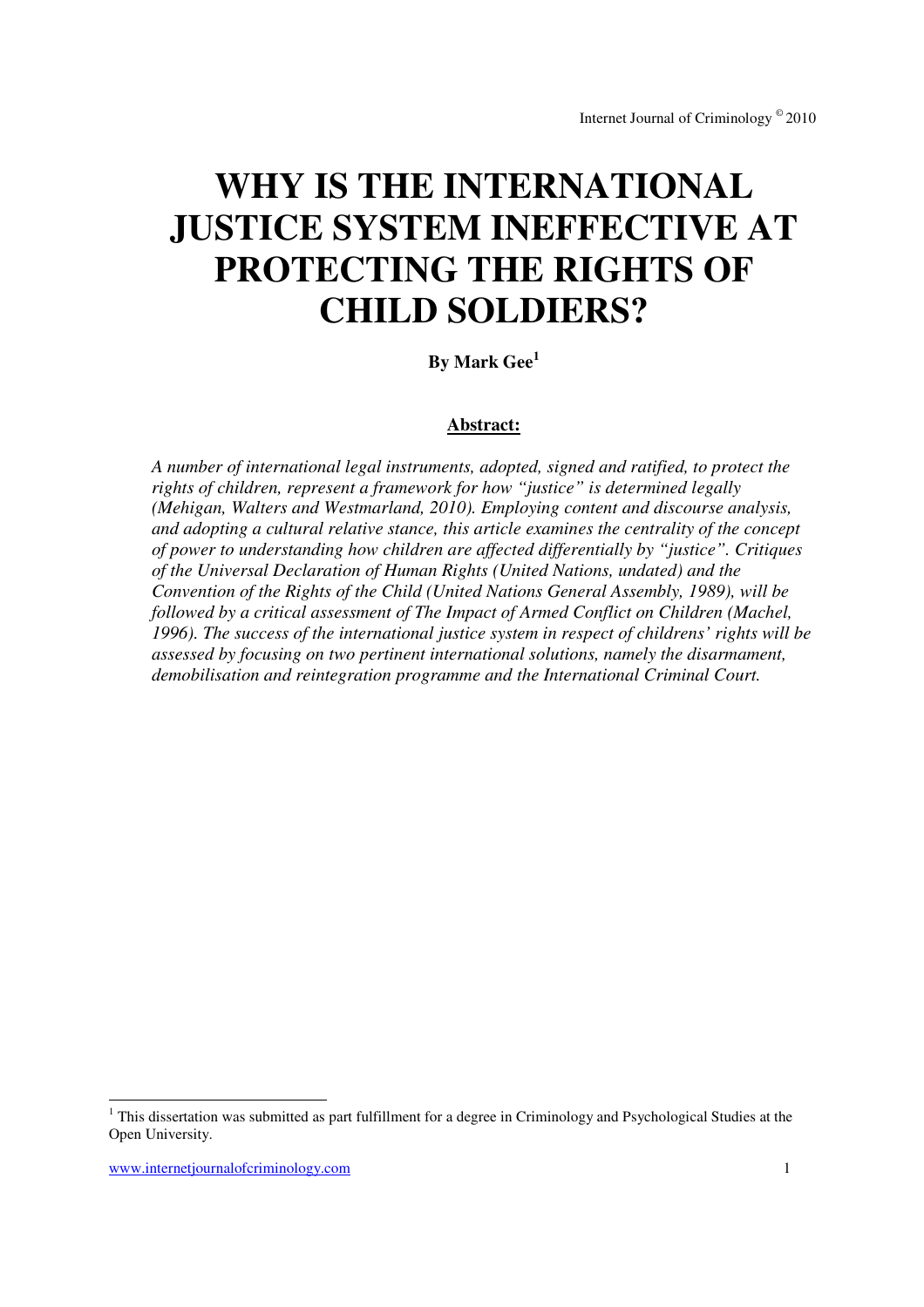# WHY IS THE INTERNATIONAL JUSTICE SYSTEM INEFFECTIVE AT PROTECTING THE RIGHTS OF CHILD SOLDIERS?

**By Mark Gee[1]**

**Abstract:**

*A number of international legal instruments, adopted, signed and ratified, to protect the rights of children, represent a framework for how "justice" is determined legally (Mehigan, Walters and Westmarland, 2010). Employing content and discourse analysis, and adopting a cultural relative stance, this article examines the centrality of the concept of power to understanding how children are affected differentially by "justice". Critiques of the Universal Declaration of Human Rights (United Nations, undated) and the Convention of the Rights of the Child (United Nations General Assembly, 1989), will be followed by a critical assessment of The Impact of Armed Conflict on Children (Machel, 1996). The success of the international justice system in respect of childrens' rights will be assessed by focusing on two pertinent international solutions, namely the disarmament, demobilisation and reintegration programme and the International Criminal Court.*

[1] This dissertation was submitted as part fulfillment for a degree in Criminology and Psychological Studies at the Open University.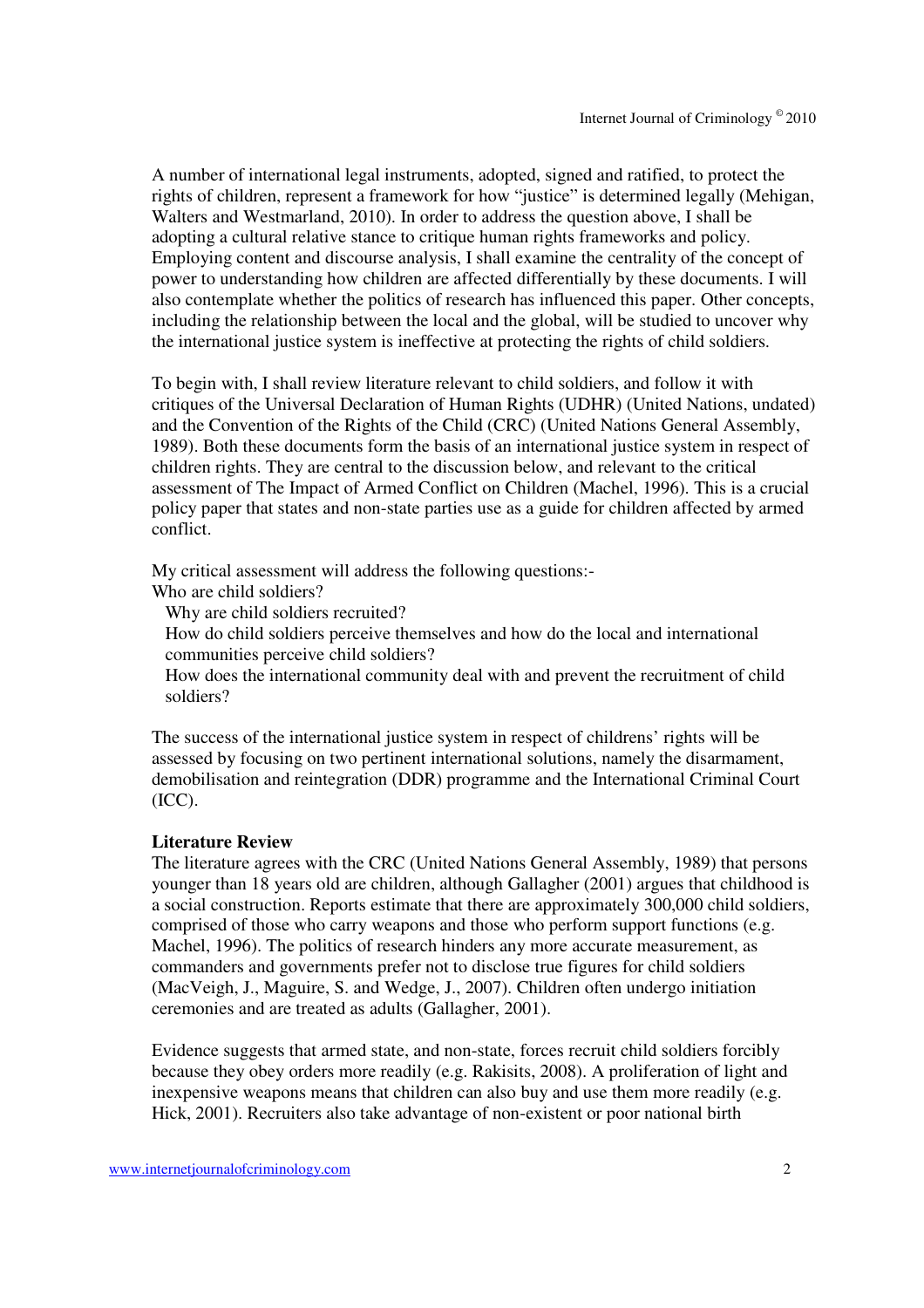A number of international legal instruments, adopted, signed and ratified, to protect the rights of children, represent a framework for how "justice" is determined legally (Mehigan, Walters and Westmarland, 2010). In order to address the question above, I shall be adopting a cultural relative stance to critique human rights frameworks and policy. Employing content and discourse analysis, I shall examine the centrality of the concept of power to understanding how children are affected differentially by these documents. I will also contemplate whether the politics of research has influenced this paper. Other concepts, including the relationship between the local and the global, will be studied to uncover why the international justice system is ineffective at protecting the rights of child soldiers.

To begin with, I shall review literature relevant to child soldiers, and follow it with critiques of the Universal Declaration of Human Rights (UDHR) (United Nations, undated) and the Convention of the Rights of the Child (CRC) (United Nations General Assembly, 1989). Both these documents form the basis of an international justice system in respect of children rights. They are central to the discussion below, and relevant to the critical assessment of The Impact of Armed Conflict on Children (Machel, 1996). This is a crucial policy paper that states and non-state parties use as a guide for children affected by armed conflict.

My critical assessment will address the following questions:-

- Who are child soldiers?
- Why are child soldiers recruited?
- How do child soldiers perceive themselves and how do the local and international communities perceive child soldiers?
- How does the international community deal with and prevent the recruitment of child soldiers?

The success of the international justice system in respect of childrens' rights will be assessed by focusing on two pertinent international solutions, namely the disarmament, demobilisation and reintegration (DDR) programme and the International Criminal Court (ICC).

**Literature Review**

The literature agrees with the CRC (United Nations General Assembly, 1989) that persons younger than 18 years old are children, although Gallagher (2001) argues that childhood is a social construction. Reports estimate that there are approximately 300,000 child soldiers, comprised of those who carry weapons and those who perform support functions (e.g. Machel, 1996). The politics of research hinders any more accurate measurement, as commanders and governments prefer not to disclose true figures for child soldiers (MacVeigh, J., Maguire, S. and Wedge, J., 2007). Children often undergo initiation ceremonies and are treated as adults (Gallagher, 2001).

Evidence suggests that armed state, and non-state, forces recruit child soldiers forcibly because they obey orders more readily (e.g. Rakisits, 2008). A proliferation of light and inexpensive weapons means that children can also buy and use them more readily (e.g. Hick, 2001). Recruiters also take advantage of non-existent or poor national birth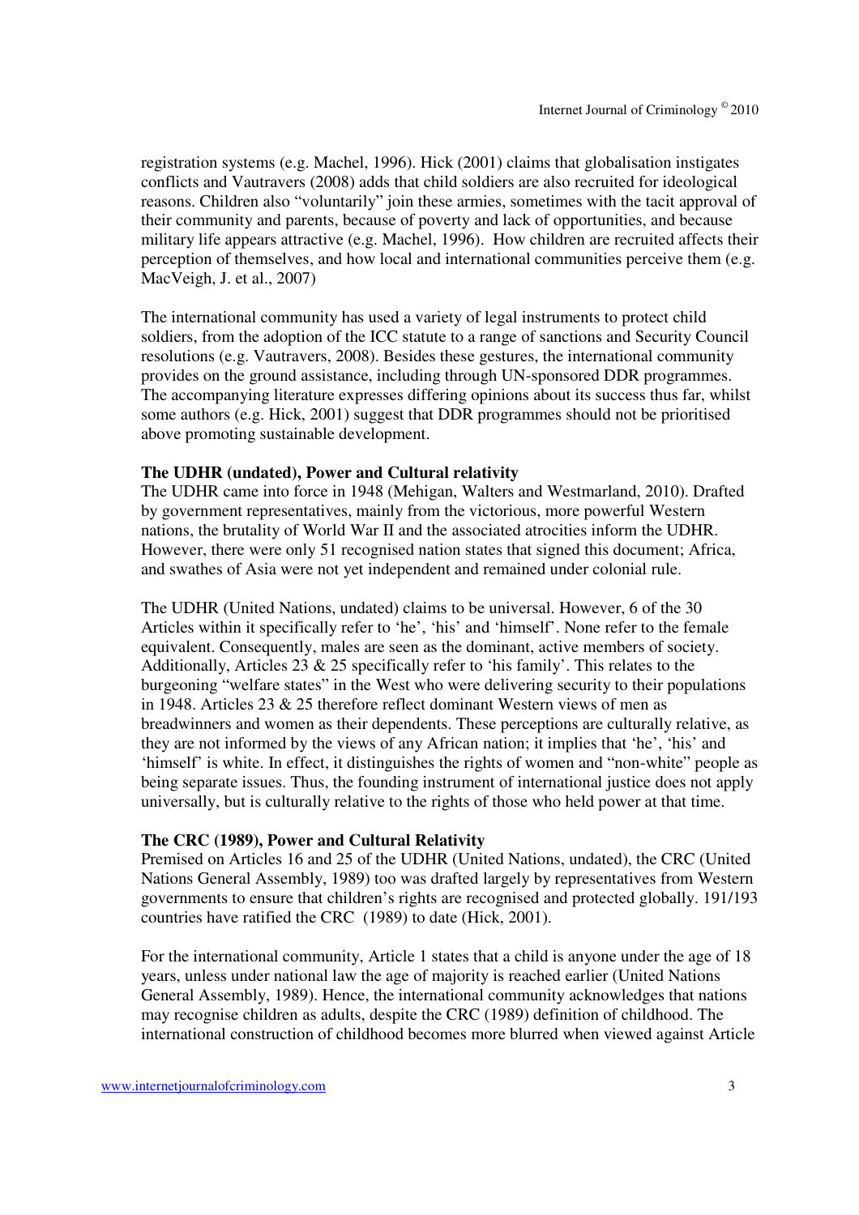registration systems (e.g. Machel, 1996). Hick (2001) claims that globalisation instigates conflicts and Vautravers (2008) adds that child soldiers are also recruited for ideological reasons. Children also "voluntarily" join these armies, sometimes with the tacit approval of their community and parents, because of poverty and lack of opportunities, and because military life appears attractive (e.g. Machel, 1996). How children are recruited affects their perception of themselves, and how local and international communities perceive them (e.g. MacVeigh, J. et al., 2007)

The international community has used a variety of legal instruments to protect child soldiers, from the adoption of the ICC statute to a range of sanctions and Security Council resolutions (e.g. Vautravers, 2008). Besides these gestures, the international community provides on the ground assistance, including through UN-sponsored DDR programmes. The accompanying literature expresses differing opinions about its success thus far, whilst some authors (e.g. Hick, 2001) suggest that DDR programmes should not be prioritised above promoting sustainable development.

**The UDHR (undated), Power and Cultural relativity**

The UDHR came into force in 1948 (Mehigan, Walters and Westmarland, 2010). Drafted by government representatives, mainly from the victorious, more powerful Western nations, the brutality of World War II and the associated atrocities inform the UDHR. However, there were only 51 recognised nation states that signed this document; Africa, and swathes of Asia were not yet independent and remained under colonial rule.

The UDHR (United Nations, undated) claims to be universal. However, 6 of the 30 Articles within it specifically refer to 'he', 'his' and 'himself'. None refer to the female equivalent. Consequently, males are seen as the dominant, active members of society. Additionally, Articles 23 & 25 specifically refer to 'his family'. This relates to the burgeoning "welfare states" in the West who were delivering security to their populations in 1948. Articles 23 & 25 therefore reflect dominant Western views of men as breadwinners and women as their dependents. These perceptions are culturally relative, as they are not informed by the views of any African nation; it implies that 'he', 'his' and 'himself' is white. In effect, it distinguishes the rights of women and "non-white" people as being separate issues. Thus, the founding instrument of international justice does not apply universally, but is culturally relative to the rights of those who held power at that time.

**The CRC (1989), Power and Cultural Relativity**

Premised on Articles 16 and 25 of the UDHR (United Nations, undated), the CRC (United Nations General Assembly, 1989) too was drafted largely by representatives from Western governments to ensure that children's rights are recognised and protected globally. 191/193 countries have ratified the CRC (1989) to date (Hick, 2001).

For the international community, Article 1 states that a child is anyone under the age of 18 years, unless under national law the age of majority is reached earlier (United Nations General Assembly, 1989). Hence, the international community acknowledges that nations may recognise children as adults, despite the CRC (1989) definition of childhood. The international construction of childhood becomes more blurred when viewed against Article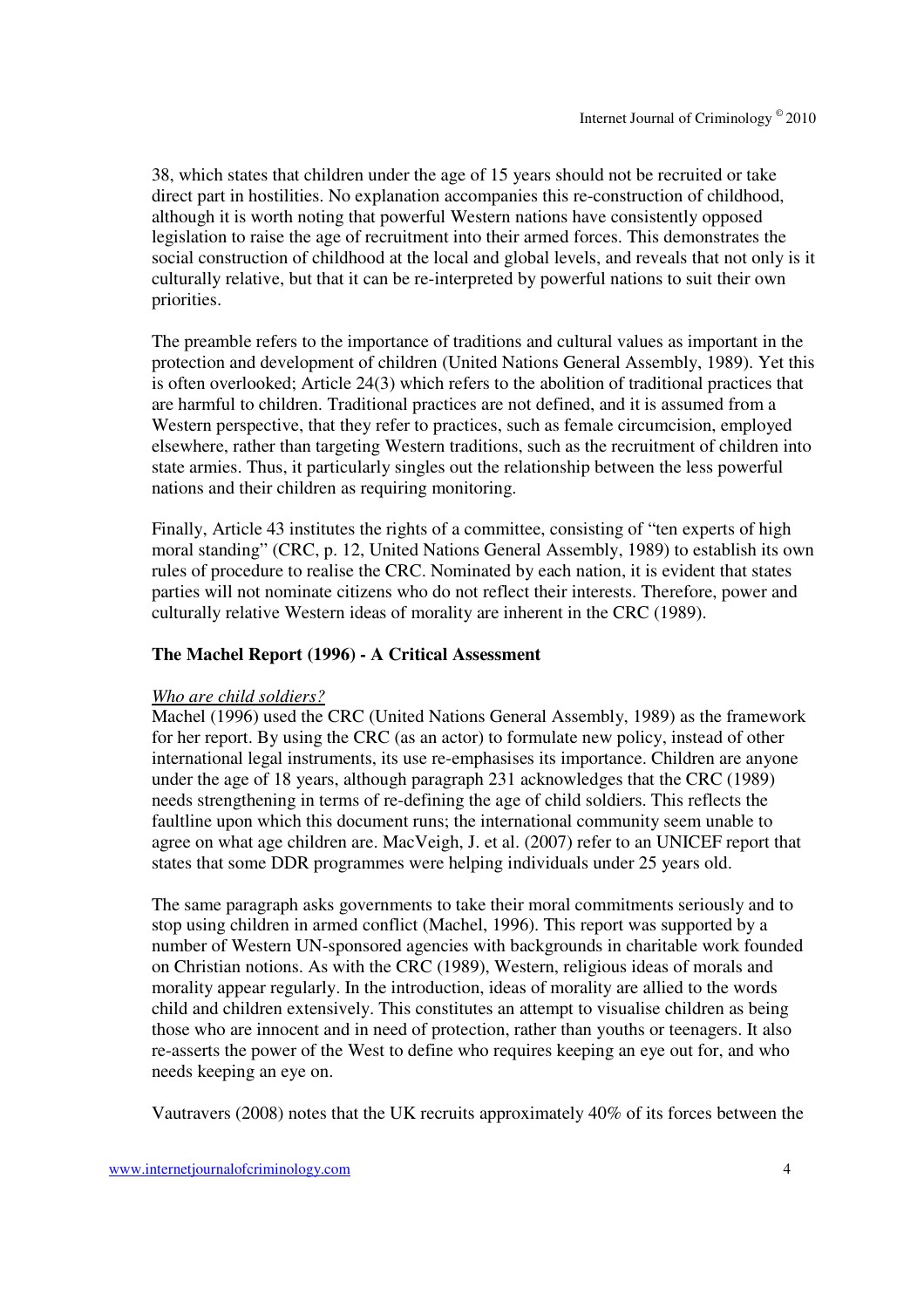38, which states that children under the age of 15 years should not be recruited or take direct part in hostilities. No explanation accompanies this re-construction of childhood, although it is worth noting that powerful Western nations have consistently opposed legislation to raise the age of recruitment into their armed forces. This demonstrates the social construction of childhood at the local and global levels, and reveals that not only is it culturally relative, but that it can be re-interpreted by powerful nations to suit their own priorities.

The preamble refers to the importance of traditions and cultural values as important in the protection and development of children (United Nations General Assembly, 1989). Yet this is often overlooked; Article 24(3) which refers to the abolition of traditional practices that are harmful to children. Traditional practices are not defined, and it is assumed from a Western perspective, that they refer to practices, such as female circumcision, employed elsewhere, rather than targeting Western traditions, such as the recruitment of children into state armies. Thus, it particularly singles out the relationship between the less powerful nations and their children as requiring monitoring.

Finally, Article 43 institutes the rights of a committee, consisting of "ten experts of high moral standing" (CRC, p. 12, United Nations General Assembly, 1989) to establish its own rules of procedure to realise the CRC. Nominated by each nation, it is evident that states parties will not nominate citizens who do not reflect their interests. Therefore, power and culturally relative Western ideas of morality are inherent in the CRC (1989).

**The Machel Report (1996) - A Critical Assessment**

*Who are child soldiers?*

Machel (1996) used the CRC (United Nations General Assembly, 1989) as the framework for her report. By using the CRC (as an actor) to formulate new policy, instead of other international legal instruments, its use re-emphasises its importance. Children are anyone under the age of 18 years, although paragraph 231 acknowledges that the CRC (1989) needs strengthening in terms of re-defining the age of child soldiers. This reflects the faultline upon which this document runs; the international community seem unable to agree on what age children are. MacVeigh, J. et al. (2007) refer to an UNICEF report that states that some DDR programmes were helping individuals under 25 years old.

The same paragraph asks governments to take their moral commitments seriously and to stop using children in armed conflict (Machel, 1996). This report was supported by a number of Western UN-sponsored agencies with backgrounds in charitable work founded on Christian notions. As with the CRC (1989), Western, religious ideas of morals and morality appear regularly. In the introduction, ideas of morality are allied to the words child and children extensively. This constitutes an attempt to visualise children as being those who are innocent and in need of protection, rather than youths or teenagers. It also re-asserts the power of the West to define who requires keeping an eye out for, and who needs keeping an eye on.

Vautravers (2008) notes that the UK recruits approximately 40% of its forces between the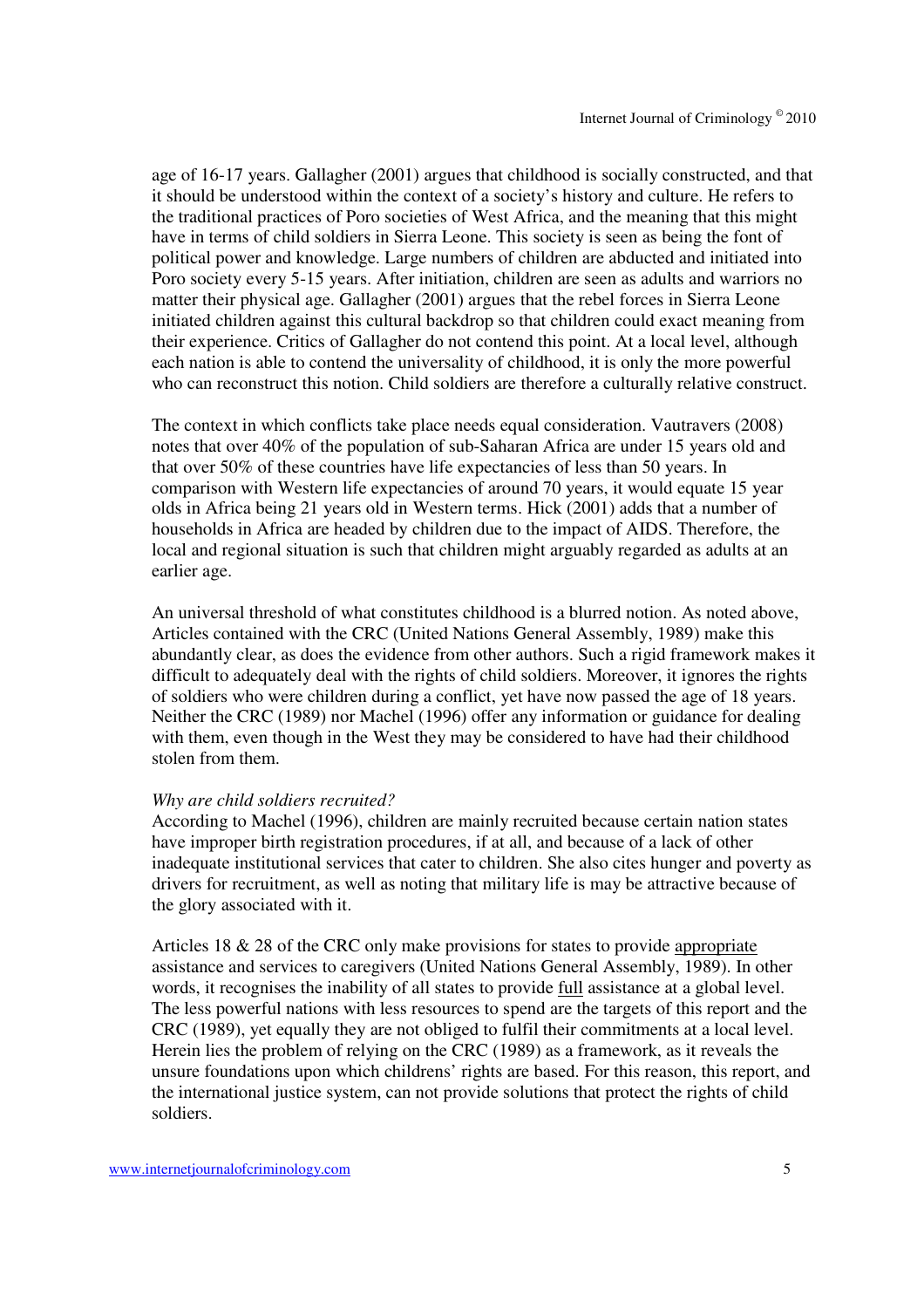age of 16-17 years. Gallagher (2001) argues that childhood is socially constructed, and that it should be understood within the context of a society's history and culture. He refers to the traditional practices of Poro societies of West Africa, and the meaning that this might have in terms of child soldiers in Sierra Leone. This society is seen as being the font of political power and knowledge. Large numbers of children are abducted and initiated into Poro society every 5-15 years. After initiation, children are seen as adults and warriors no matter their physical age. Gallagher (2001) argues that the rebel forces in Sierra Leone initiated children against this cultural backdrop so that children could exact meaning from their experience. Critics of Gallagher do not contend this point. At a local level, although each nation is able to contend the universality of childhood, it is only the more powerful who can reconstruct this notion. Child soldiers are therefore a culturally relative construct.

The context in which conflicts take place needs equal consideration. Vautravers (2008) notes that over 40% of the population of sub-Saharan Africa are under 15 years old and that over 50% of these countries have life expectancies of less than 50 years. In comparison with Western life expectancies of around 70 years, it would equate 15 year olds in Africa being 21 years old in Western terms. Hick (2001) adds that a number of households in Africa are headed by children due to the impact of AIDS. Therefore, the local and regional situation is such that children might arguably regarded as adults at an earlier age.

An universal threshold of what constitutes childhood is a blurred notion. As noted above, Articles contained with the CRC (United Nations General Assembly, 1989) make this abundantly clear, as does the evidence from other authors. Such a rigid framework makes it difficult to adequately deal with the rights of child soldiers. Moreover, it ignores the rights of soldiers who were children during a conflict, yet have now passed the age of 18 years. Neither the CRC (1989) nor Machel (1996) offer any information or guidance for dealing with them, even though in the West they may be considered to have had their childhood stolen from them.

*Why are child soldiers recruited?*

According to Machel (1996), children are mainly recruited because certain nation states have improper birth registration procedures, if at all, and because of a lack of other inadequate institutional services that cater to children. She also cites hunger and poverty as drivers for recruitment, as well as noting that military life is may be attractive because of the glory associated with it.

Articles 18 & 28 of the CRC only make provisions for states to provide <u>appropriate</u> assistance and services to caregivers (United Nations General Assembly, 1989). In other words, it recognises the inability of all states to provide <u>full</u> assistance at a global level. The less powerful nations with less resources to spend are the targets of this report and the CRC (1989), yet equally they are not obliged to fulfil their commitments at a local level. Herein lies the problem of relying on the CRC (1989) as a framework, as it reveals the unsure foundations upon which childrens' rights are based. For this reason, this report, and the international justice system, can not provide solutions that protect the rights of child soldiers.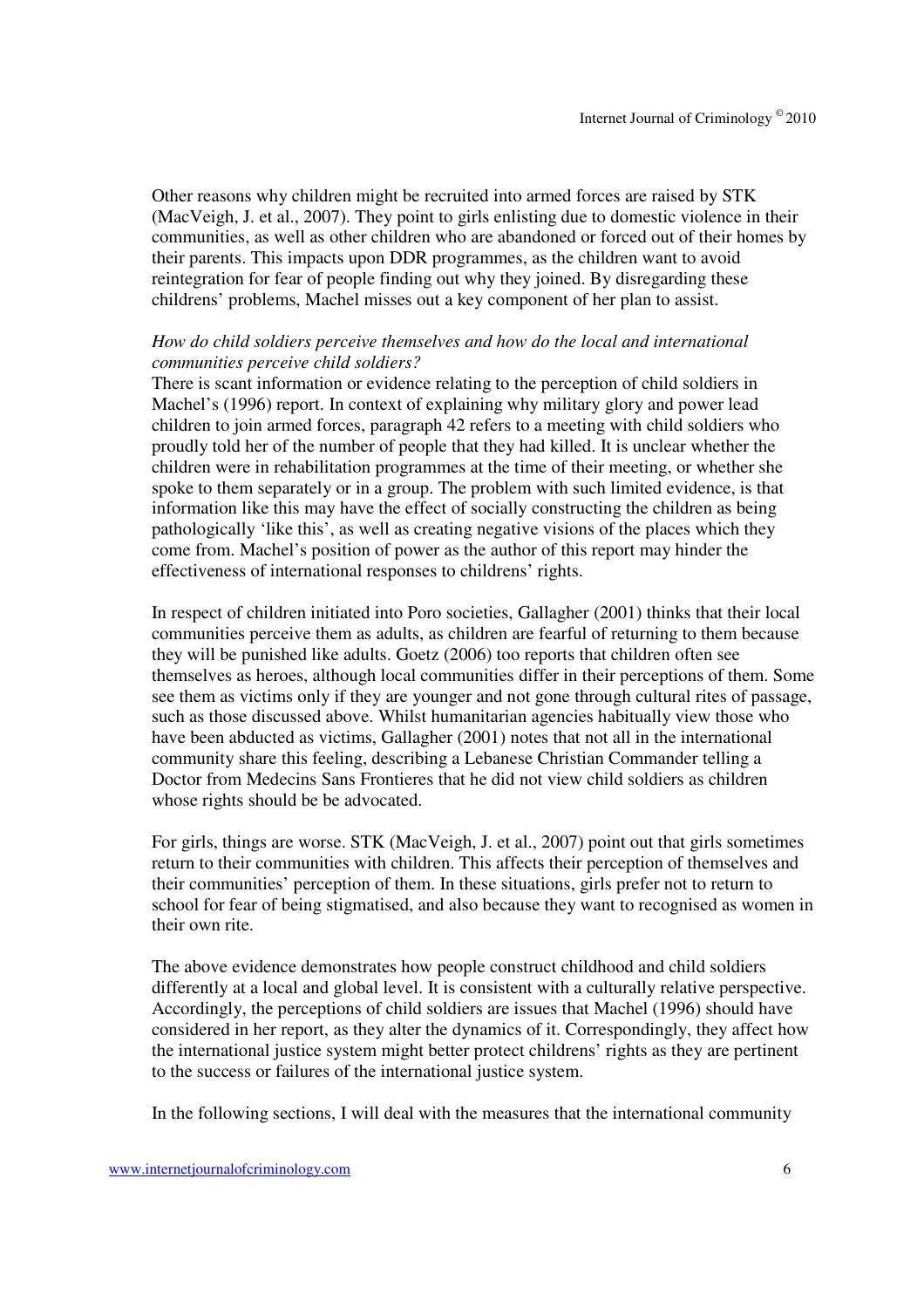Other reasons why children might be recruited into armed forces are raised by STK (MacVeigh, J. et al., 2007). They point to girls enlisting due to domestic violence in their communities, as well as other children who are abandoned or forced out of their homes by their parents. This impacts upon DDR programmes, as the children want to avoid reintegration for fear of people finding out why they joined. By disregarding these childrens' problems, Machel misses out a key component of her plan to assist.

*How do child soldiers perceive themselves and how do the local and international communities perceive child soldiers?*

There is scant information or evidence relating to the perception of child soldiers in Machel's (1996) report. In context of explaining why military glory and power lead children to join armed forces, paragraph 42 refers to a meeting with child soldiers who proudly told her of the number of people that they had killed. It is unclear whether the children were in rehabilitation programmes at the time of their meeting, or whether she spoke to them separately or in a group. The problem with such limited evidence, is that information like this may have the effect of socially constructing the children as being pathologically 'like this', as well as creating negative visions of the places which they come from. Machel's position of power as the author of this report may hinder the effectiveness of international responses to childrens' rights.

In respect of children initiated into Poro societies, Gallagher (2001) thinks that their local communities perceive them as adults, as children are fearful of returning to them because they will be punished like adults. Goetz (2006) too reports that children often see themselves as heroes, although local communities differ in their perceptions of them. Some see them as victims only if they are younger and not gone through cultural rites of passage, such as those discussed above. Whilst humanitarian agencies habitually view those who have been abducted as victims, Gallagher (2001) notes that not all in the international community share this feeling, describing a Lebanese Christian Commander telling a Doctor from Medecins Sans Frontieres that he did not view child soldiers as children whose rights should be be advocated.

For girls, things are worse. STK (MacVeigh, J. et al., 2007) point out that girls sometimes return to their communities with children. This affects their perception of themselves and their communities' perception of them. In these situations, girls prefer not to return to school for fear of being stigmatised, and also because they want to recognised as women in their own rite.

The above evidence demonstrates how people construct childhood and child soldiers differently at a local and global level. It is consistent with a culturally relative perspective. Accordingly, the perceptions of child soldiers are issues that Machel (1996) should have considered in her report, as they alter the dynamics of it. Correspondingly, they affect how the international justice system might better protect childrens' rights as they are pertinent to the success or failures of the international justice system.

In the following sections, I will deal with the measures that the international community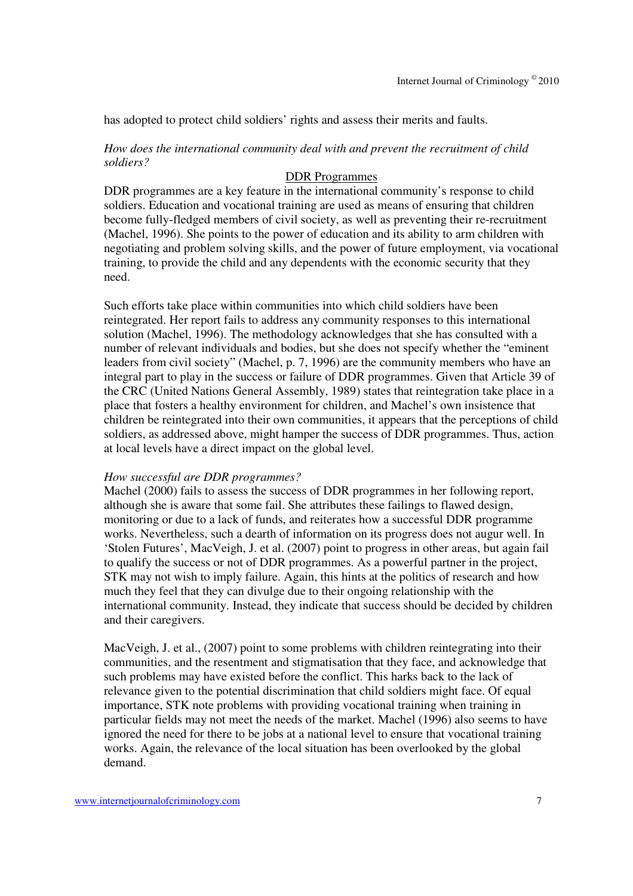has adopted to protect child soldiers' rights and assess their merits and faults.

*How does the international community deal with and prevent the recruitment of child soldiers?*

DDR Programmes

DDR programmes are a key feature in the international community's response to child soldiers. Education and vocational training are used as means of ensuring that children become fully-fledged members of civil society, as well as preventing their re-recruitment (Machel, 1996). She points to the power of education and its ability to arm children with negotiating and problem solving skills, and the power of future employment, via vocational training, to provide the child and any dependents with the economic security that they need.

Such efforts take place within communities into which child soldiers have been reintegrated. Her report fails to address any community responses to this international solution (Machel, 1996). The methodology acknowledges that she has consulted with a number of relevant individuals and bodies, but she does not specify whether the "eminent leaders from civil society" (Machel, p. 7, 1996) are the community members who have an integral part to play in the success or failure of DDR programmes. Given that Article 39 of the CRC (United Nations General Assembly, 1989) states that reintegration take place in a place that fosters a healthy environment for children, and Machel's own insistence that children be reintegrated into their own communities, it appears that the perceptions of child soldiers, as addressed above, might hamper the success of DDR programmes. Thus, action at local levels have a direct impact on the global level.

*How successful are DDR programmes?*

Machel (2000) fails to assess the success of DDR programmes in her following report, although she is aware that some fail. She attributes these failings to flawed design, monitoring or due to a lack of funds, and reiterates how a successful DDR programme works. Nevertheless, such a dearth of information on its progress does not augur well. In 'Stolen Futures', MacVeigh, J. et al. (2007) point to progress in other areas, but again fail to qualify the success or not of DDR programmes. As a powerful partner in the project, STK may not wish to imply failure. Again, this hints at the politics of research and how much they feel that they can divulge due to their ongoing relationship with the international community. Instead, they indicate that success should be decided by children and their caregivers.

MacVeigh, J. et al., (2007) point to some problems with children reintegrating into their communities, and the resentment and stigmatisation that they face, and acknowledge that such problems may have existed before the conflict. This harks back to the lack of relevance given to the potential discrimination that child soldiers might face. Of equal importance, STK note problems with providing vocational training when training in particular fields may not meet the needs of the market. Machel (1996) also seems to have ignored the need for there to be jobs at a national level to ensure that vocational training works. Again, the relevance of the local situation has been overlooked by the global demand.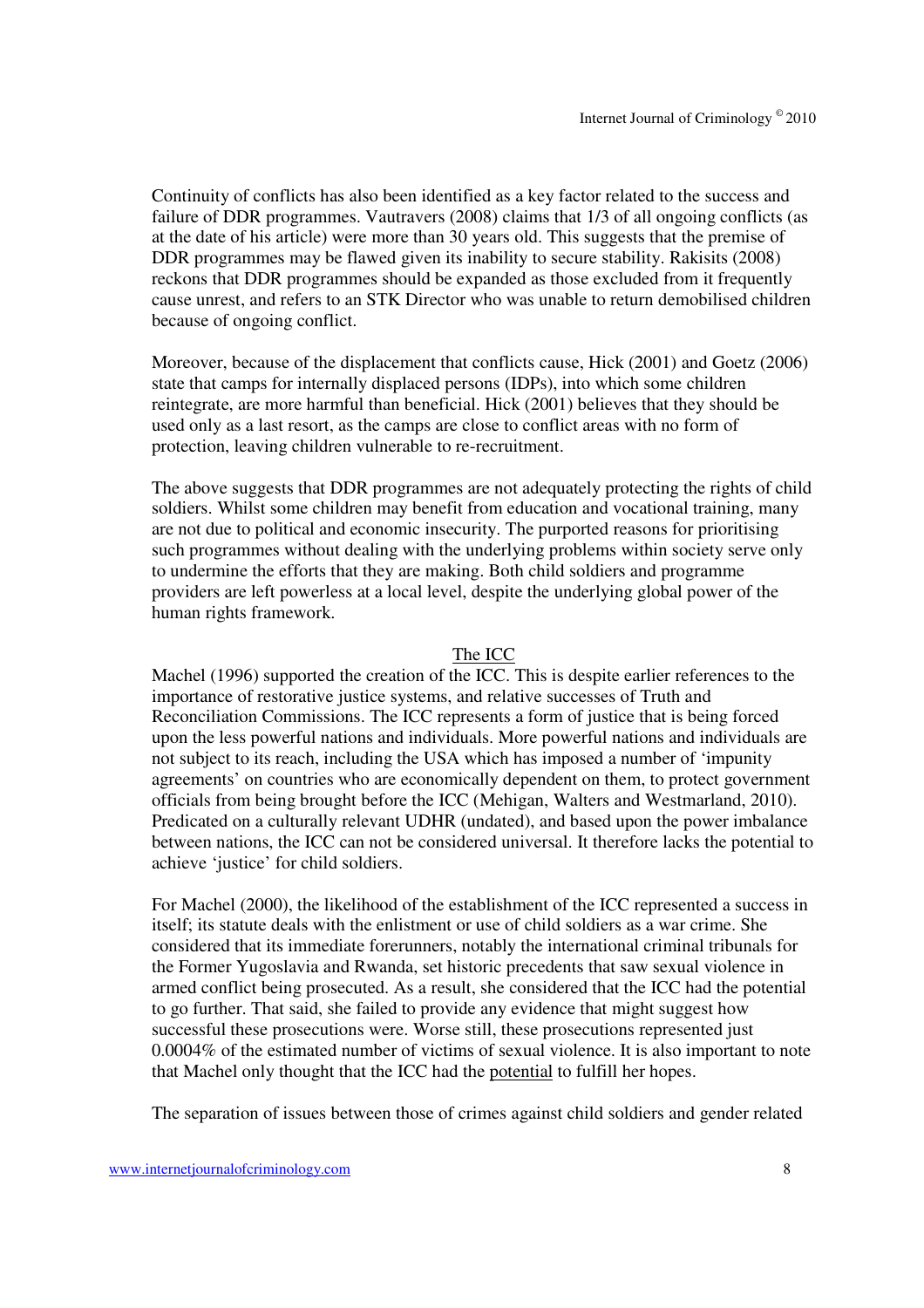Continuity of conflicts has also been identified as a key factor related to the success and failure of DDR programmes. Vautravers (2008) claims that 1/3 of all ongoing conflicts (as at the date of his article) were more than 30 years old. This suggests that the premise of DDR programmes may be flawed given its inability to secure stability. Rakisits (2008) reckons that DDR programmes should be expanded as those excluded from it frequently cause unrest, and refers to an STK Director who was unable to return demobilised children because of ongoing conflict.

Moreover, because of the displacement that conflicts cause, Hick (2001) and Goetz (2006) state that camps for internally displaced persons (IDPs), into which some children reintegrate, are more harmful than beneficial. Hick (2001) believes that they should be used only as a last resort, as the camps are close to conflict areas with no form of protection, leaving children vulnerable to re-recruitment.

The above suggests that DDR programmes are not adequately protecting the rights of child soldiers. Whilst some children may benefit from education and vocational training, many are not due to political and economic insecurity. The purported reasons for prioritising such programmes without dealing with the underlying problems within society serve only to undermine the efforts that they are making. Both child soldiers and programme providers are left powerless at a local level, despite the underlying global power of the human rights framework.

## The ICC

Machel (1996) supported the creation of the ICC. This is despite earlier references to the importance of restorative justice systems, and relative successes of Truth and Reconciliation Commissions. The ICC represents a form of justice that is being forced upon the less powerful nations and individuals. More powerful nations and individuals are not subject to its reach, including the USA which has imposed a number of 'impunity agreements' on countries who are economically dependent on them, to protect government officials from being brought before the ICC (Mehigan, Walters and Westmarland, 2010). Predicated on a culturally relevant UDHR (undated), and based upon the power imbalance between nations, the ICC can not be considered universal. It therefore lacks the potential to achieve 'justice' for child soldiers.

For Machel (2000), the likelihood of the establishment of the ICC represented a success in itself; its statute deals with the enlistment or use of child soldiers as a war crime. She considered that its immediate forerunners, notably the international criminal tribunals for the Former Yugoslavia and Rwanda, set historic precedents that saw sexual violence in armed conflict being prosecuted. As a result, she considered that the ICC had the potential to go further. That said, she failed to provide any evidence that might suggest how successful these prosecutions were. Worse still, these prosecutions represented just 0.0004% of the estimated number of victims of sexual violence. It is also important to note that Machel only thought that the ICC had the <u>potential</u> to fulfill her hopes.

The separation of issues between those of crimes against child soldiers and gender related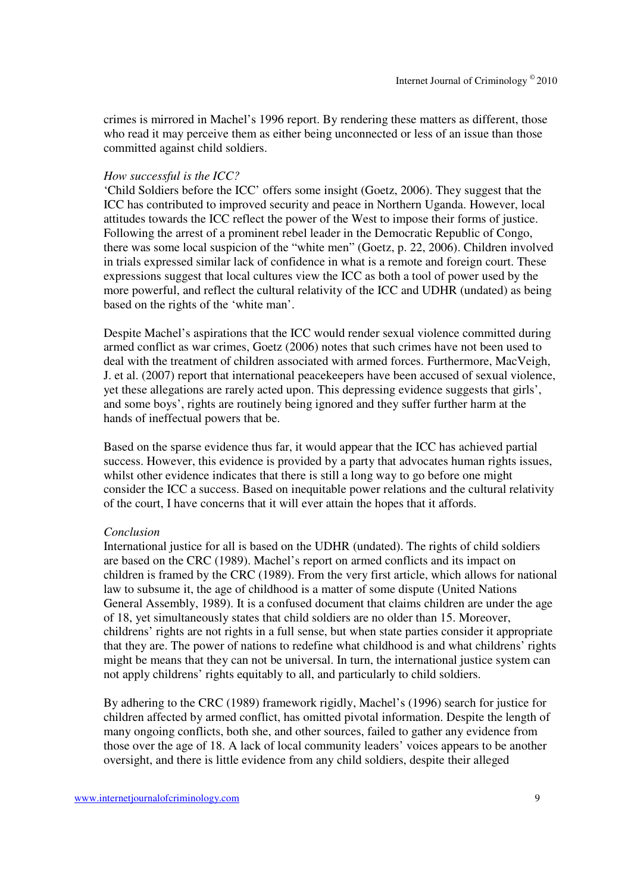crimes is mirrored in Machel's 1996 report. By rendering these matters as different, those who read it may perceive them as either being unconnected or less of an issue than those committed against child soldiers.

*How successful is the ICC?*

'Child Soldiers before the ICC' offers some insight (Goetz, 2006). They suggest that the ICC has contributed to improved security and peace in Northern Uganda. However, local attitudes towards the ICC reflect the power of the West to impose their forms of justice. Following the arrest of a prominent rebel leader in the Democratic Republic of Congo, there was some local suspicion of the "white men" (Goetz, p. 22, 2006). Children involved in trials expressed similar lack of confidence in what is a remote and foreign court. These expressions suggest that local cultures view the ICC as both a tool of power used by the more powerful, and reflect the cultural relativity of the ICC and UDHR (undated) as being based on the rights of the 'white man'.

Despite Machel's aspirations that the ICC would render sexual violence committed during armed conflict as war crimes, Goetz (2006) notes that such crimes have not been used to deal with the treatment of children associated with armed forces. Furthermore, MacVeigh, J. et al. (2007) report that international peacekeepers have been accused of sexual violence, yet these allegations are rarely acted upon. This depressing evidence suggests that girls', and some boys', rights are routinely being ignored and they suffer further harm at the hands of ineffectual powers that be.

Based on the sparse evidence thus far, it would appear that the ICC has achieved partial success. However, this evidence is provided by a party that advocates human rights issues, whilst other evidence indicates that there is still a long way to go before one might consider the ICC a success. Based on inequitable power relations and the cultural relativity of the court, I have concerns that it will ever attain the hopes that it affords.

*Conclusion*

International justice for all is based on the UDHR (undated). The rights of child soldiers are based on the CRC (1989). Machel's report on armed conflicts and its impact on children is framed by the CRC (1989). From the very first article, which allows for national law to subsume it, the age of childhood is a matter of some dispute (United Nations General Assembly, 1989). It is a confused document that claims children are under the age of 18, yet simultaneously states that child soldiers are no older than 15. Moreover, childrens' rights are not rights in a full sense, but when state parties consider it appropriate that they are. The power of nations to redefine what childhood is and what childrens' rights might be means that they can not be universal. In turn, the international justice system can not apply childrens' rights equitably to all, and particularly to child soldiers.

By adhering to the CRC (1989) framework rigidly, Machel's (1996) search for justice for children affected by armed conflict, has omitted pivotal information. Despite the length of many ongoing conflicts, both she, and other sources, failed to gather any evidence from those over the age of 18. A lack of local community leaders' voices appears to be another oversight, and there is little evidence from any child soldiers, despite their alleged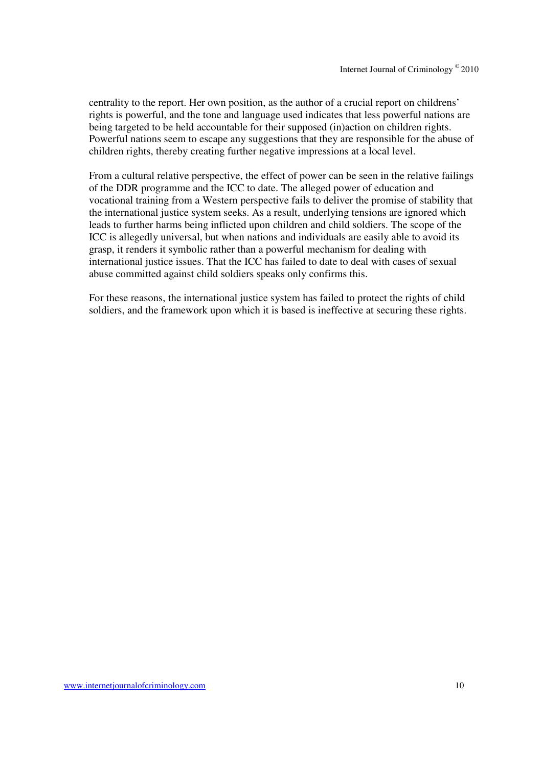centrality to the report. Her own position, as the author of a crucial report on childrens' rights is powerful, and the tone and language used indicates that less powerful nations are being targeted to be held accountable for their supposed (in)action on children rights. Powerful nations seem to escape any suggestions that they are responsible for the abuse of children rights, thereby creating further negative impressions at a local level.

From a cultural relative perspective, the effect of power can be seen in the relative failings of the DDR programme and the ICC to date. The alleged power of education and vocational training from a Western perspective fails to deliver the promise of stability that the international justice system seeks. As a result, underlying tensions are ignored which leads to further harms being inflicted upon children and child soldiers. The scope of the ICC is allegedly universal, but when nations and individuals are easily able to avoid its grasp, it renders it symbolic rather than a powerful mechanism for dealing with international justice issues. That the ICC has failed to date to deal with cases of sexual abuse committed against child soldiers speaks only confirms this.

For these reasons, the international justice system has failed to protect the rights of child soldiers, and the framework upon which it is based is ineffective at securing these rights.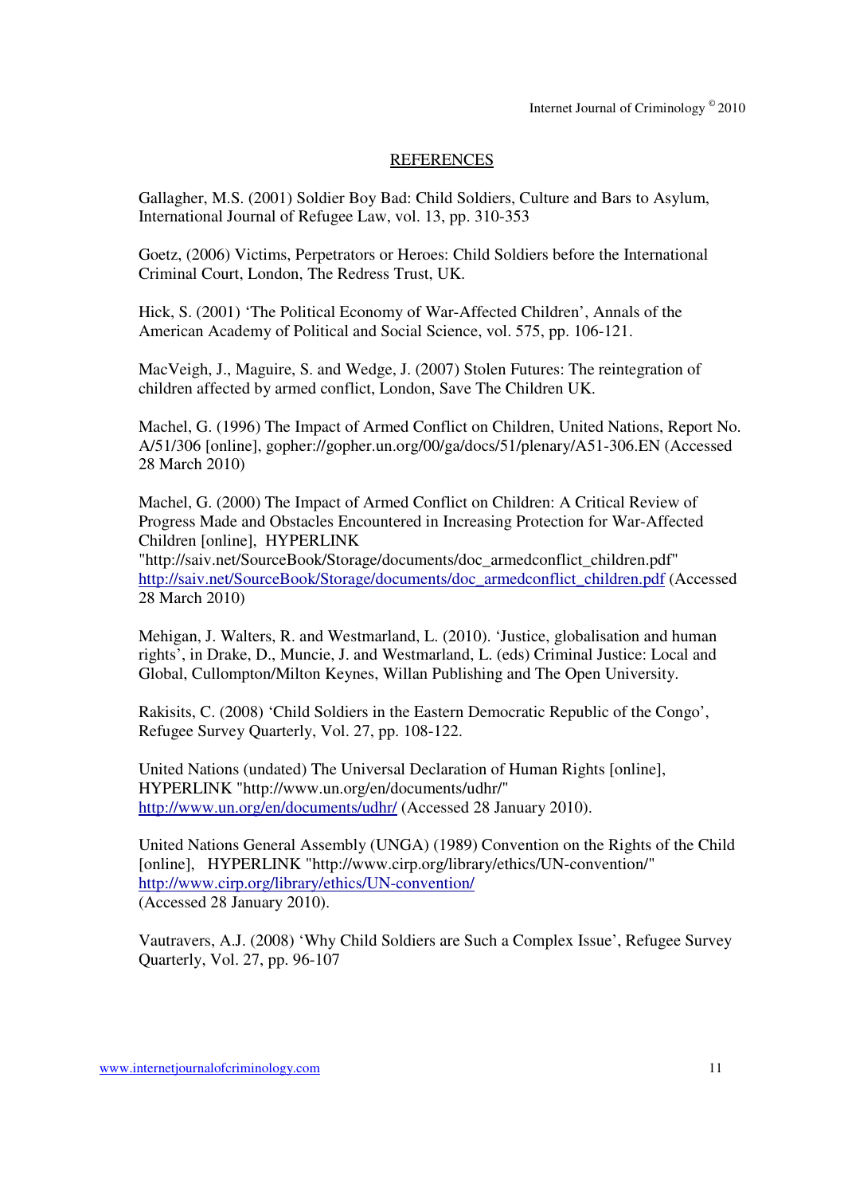## REFERENCES

Gallagher, M.S. (2001) Soldier Boy Bad: Child Soldiers, Culture and Bars to Asylum, International Journal of Refugee Law, vol. 13, pp. 310-353

Goetz, (2006) Victims, Perpetrators or Heroes: Child Soldiers before the International Criminal Court, London, The Redress Trust, UK.

Hick, S. (2001) 'The Political Economy of War-Affected Children', Annals of the American Academy of Political and Social Science, vol. 575, pp. 106-121.

MacVeigh, J., Maguire, S. and Wedge, J. (2007) Stolen Futures: The reintegration of children affected by armed conflict, London, Save The Children UK.

Machel, G. (1996) The Impact of Armed Conflict on Children, United Nations, Report No. A/51/306 [online], gopher://gopher.un.org/00/ga/docs/51/plenary/A51-306.EN (Accessed 28 March 2010)

Machel, G. (2000) The Impact of Armed Conflict on Children: A Critical Review of Progress Made and Obstacles Encountered in Increasing Protection for War-Affected Children [online], HYPERLINK "http://saiv.net/SourceBook/Storage/documents/doc_armedconflict_children.pdf" http://saiv.net/SourceBook/Storage/documents/doc_armedconflict_children.pdf (Accessed 28 March 2010)

Mehigan, J. Walters, R. and Westmarland, L. (2010). 'Justice, globalisation and human rights', in Drake, D., Muncie, J. and Westmarland, L. (eds) Criminal Justice: Local and Global, Cullompton/Milton Keynes, Willan Publishing and The Open University.

Rakisits, C. (2008) 'Child Soldiers in the Eastern Democratic Republic of the Congo', Refugee Survey Quarterly, Vol. 27, pp. 108-122.

United Nations (undated) The Universal Declaration of Human Rights [online], HYPERLINK "http://www.un.org/en/documents/udhr/" http://www.un.org/en/documents/udhr/ (Accessed 28 January 2010).

United Nations General Assembly (UNGA) (1989) Convention on the Rights of the Child [online], HYPERLINK "http://www.cirp.org/library/ethics/UN-convention/" http://www.cirp.org/library/ethics/UN-convention/ (Accessed 28 January 2010).

Vautravers, A.J. (2008) 'Why Child Soldiers are Such a Complex Issue', Refugee Survey Quarterly, Vol. 27, pp. 96-107